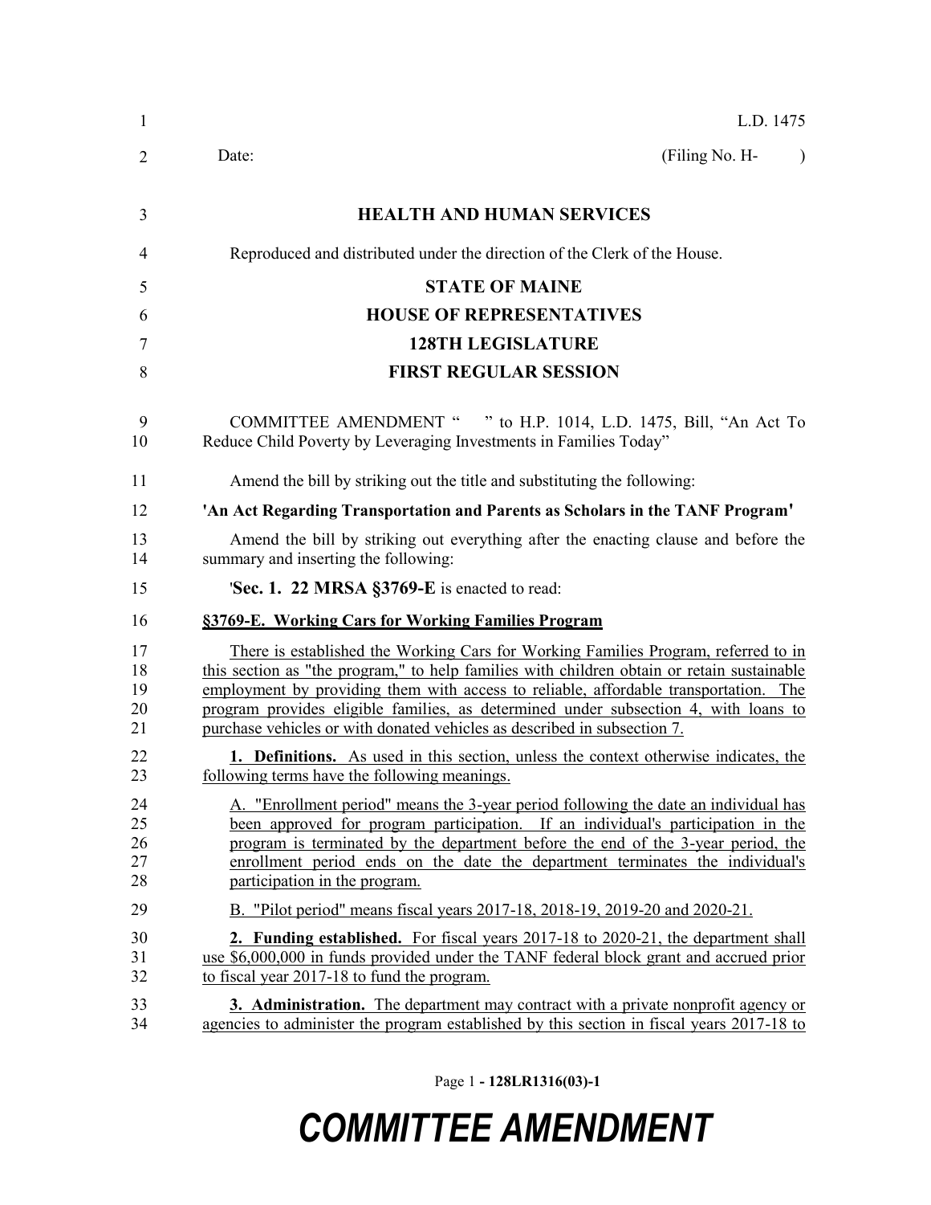L.D. 1475

Date: (Filing No. H- )

**HEALTH AND HUMAN SERVICES**

Reproduced and distributed under the direction of the Clerk of the House.

**STATE OF MAINE**

**HOUSE OF REPRESENTATIVES**

**128TH LEGISLATURE**

**FIRST REGULAR SESSION**

COMMITTEE AMENDMENT " " to H.P. 1014, L.D. 1475, Bill, "An Act To Reduce Child Poverty by Leveraging Investments in Families Today"

Amend the bill by striking out the title and substituting the following:

**'An Act Regarding Transportation and Parents as Scholars in the TANF Program'**

Amend the bill by striking out everything after the enacting clause and before the summary and inserting the following:

'**Sec. 1. 22 MRSA §3769-E** is enacted to read:

**§3769-E. Working Cars for Working Families Program**

There is established the Working Cars for Working Families Program, referred to in this section as "the program," to help families with children obtain or retain sustainable employment by providing them with access to reliable, affordable transportation. The program provides eligible families, as determined under subsection 4, with loans to purchase vehicles or with donated vehicles as described in subsection 7.

**1. Definitions.** As used in this section, unless the context otherwise indicates, the following terms have the following meanings.

A. "Enrollment period" means the 3-year period following the date an individual has been approved for program participation. If an individual's participation in the program is terminated by the department before the end of the 3-year period, the enrollment period ends on the date the department terminates the individual's participation in the program.

B. "Pilot period" means fiscal years 2017-18, 2018-19, 2019-20 and 2020-21.

**2. Funding established.** For fiscal years 2017-18 to 2020-21, the department shall use $6,000,000 in funds provided under the TANF federal block grant and accrued prior to fiscal year 2017-18 to fund the program.

**3. Administration.** The department may contract with a private nonprofit agency or agencies to administer the program established by this section in fiscal years 2017-18 to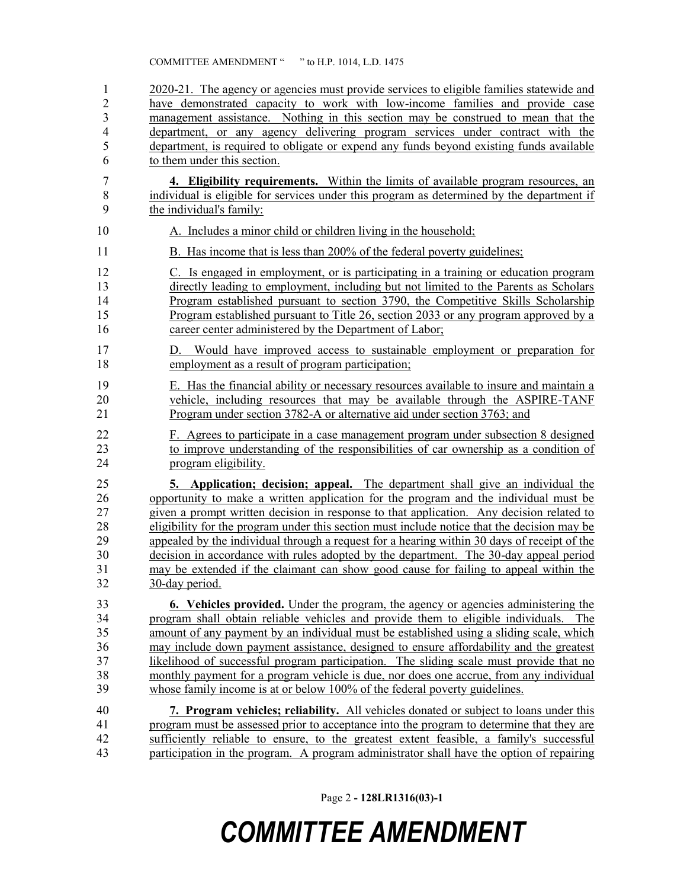2020-21. The agency or agencies must provide services to eligible families statewide and have demonstrated capacity to work with low-income families and provide case management assistance. Nothing in this section may be construed to mean that the department, or any agency delivering program services under contract with the department, is required to obligate or expend any funds beyond existing funds available to them under this section.

**4. Eligibility requirements.** Within the limits of available program resources, an individual is eligible for services under this program as determined by the department if the individual's family:

A. Includes a minor child or children living in the household;

B. Has income that is less than 200% of the federal poverty guidelines;

C. Is engaged in employment, or is participating in a training or education program directly leading to employment, including but not limited to the Parents as Scholars Program established pursuant to section 3790, the Competitive Skills Scholarship Program established pursuant to Title 26, section 2033 or any program approved by a career center administered by the Department of Labor;

D. Would have improved access to sustainable employment or preparation for employment as a result of program participation;

E. Has the financial ability or necessary resources available to insure and maintain a vehicle, including resources that may be available through the ASPIRE-TANF Program under section 3782-A or alternative aid under section 3763; and

F. Agrees to participate in a case management program under subsection 8 designed to improve understanding of the responsibilities of car ownership as a condition of program eligibility.

**5. Application; decision; appeal.** The department shall give an individual the opportunity to make a written application for the program and the individual must be given a prompt written decision in response to that application. Any decision related to eligibility for the program under this section must include notice that the decision may be appealed by the individual through a request for a hearing within 30 days of receipt of the decision in accordance with rules adopted by the department. The 30-day appeal period may be extended if the claimant can show good cause for failing to appeal within the 30-day period.

**6. Vehicles provided.** Under the program, the agency or agencies administering the program shall obtain reliable vehicles and provide them to eligible individuals. The amount of any payment by an individual must be established using a sliding scale, which may include down payment assistance, designed to ensure affordability and the greatest likelihood of successful program participation. The sliding scale must provide that no monthly payment for a program vehicle is due, nor does one accrue, from any individual whose family income is at or below 100% of the federal poverty guidelines.

**7. Program vehicles; reliability.** All vehicles donated or subject to loans under this program must be assessed prior to acceptance into the program to determine that they are sufficiently reliable to ensure, to the greatest extent feasible, a family's successful participation in the program. A program administrator shall have the option of repairing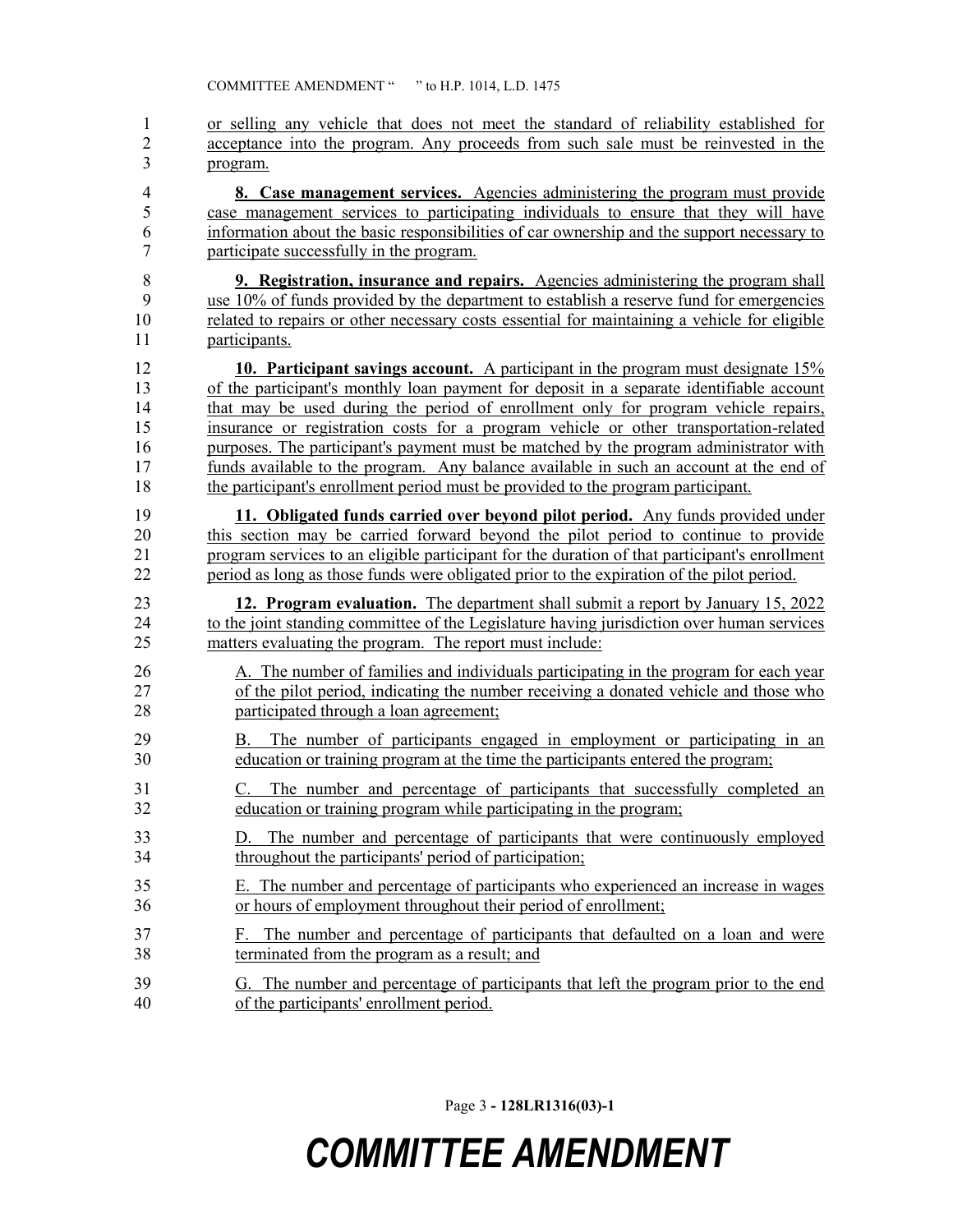or selling any vehicle that does not meet the standard of reliability established for acceptance into the program. Any proceeds from such sale must be reinvested in the program.

**8. Case management services.** Agencies administering the program must provide case management services to participating individuals to ensure that they will have information about the basic responsibilities of car ownership and the support necessary to participate successfully in the program.

**9. Registration, insurance and repairs.** Agencies administering the program shall use 10% of funds provided by the department to establish a reserve fund for emergencies related to repairs or other necessary costs essential for maintaining a vehicle for eligible participants.

**10. Participant savings account.** A participant in the program must designate 15% of the participant's monthly loan payment for deposit in a separate identifiable account that may be used during the period of enrollment only for program vehicle repairs, insurance or registration costs for a program vehicle or other transportation-related purposes. The participant's payment must be matched by the program administrator with funds available to the program. Any balance available in such an account at the end of the participant's enrollment period must be provided to the program participant.

**11. Obligated funds carried over beyond pilot period.** Any funds provided under this section may be carried forward beyond the pilot period to continue to provide program services to an eligible participant for the duration of that participant's enrollment period as long as those funds were obligated prior to the expiration of the pilot period.

**12. Program evaluation.** The department shall submit a report by January 15, 2022 to the joint standing committee of the Legislature having jurisdiction over human services matters evaluating the program. The report must include:

A. The number of families and individuals participating in the program for each year of the pilot period, indicating the number receiving a donated vehicle and those who participated through a loan agreement;

B. The number of participants engaged in employment or participating in an education or training program at the time the participants entered the program;

C. The number and percentage of participants that successfully completed an education or training program while participating in the program;

D. The number and percentage of participants that were continuously employed throughout the participants' period of participation;

E. The number and percentage of participants who experienced an increase in wages or hours of employment throughout their period of enrollment;

F. The number and percentage of participants that defaulted on a loan and were terminated from the program as a result; and

G. The number and percentage of participants that left the program prior to the end of the participants' enrollment period.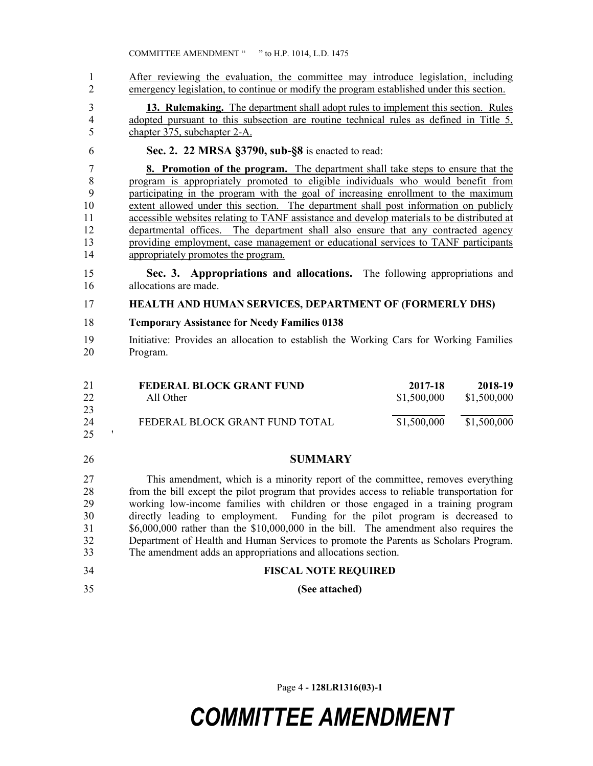After reviewing the evaluation, the committee may introduce legislation, including emergency legislation, to continue or modify the program established under this section.

**13. Rulemaking.** The department shall adopt rules to implement this section. Rules adopted pursuant to this subsection are routine technical rules as defined in Title 5, chapter 375, subchapter 2-A.

**Sec. 2. 22 MRSA §3790, sub-§8** is enacted to read:

**8. Promotion of the program.** The department shall take steps to ensure that the program is appropriately promoted to eligible individuals who would benefit from participating in the program with the goal of increasing enrollment to the maximum extent allowed under this section. The department shall post information on publicly accessible websites relating to TANF assistance and develop materials to be distributed at departmental offices. The department shall also ensure that any contracted agency providing employment, case management or educational services to TANF participants appropriately promotes the program.

**Sec. 3. Appropriations and allocations.** The following appropriations and allocations are made.

**HEALTH AND HUMAN SERVICES, DEPARTMENT OF (FORMERLY DHS)**

**Temporary Assistance for Needy Families 0138**

Initiative: Provides an allocation to establish the Working Cars for Working Families Program.

| FEDERAL BLOCK GRANT FUND | 2017-18 | 2018-19 |
|---|---|---|
| All Other | $1,500,000 | $1,500,000 |
| FEDERAL BLOCK GRANT FUND TOTAL | $1,500,000 | $1,500,000 |

'

## SUMMARY

This amendment, which is a minority report of the committee, removes everything from the bill except the pilot program that provides access to reliable transportation for working low-income families with children or those engaged in a training program directly leading to employment. Funding for the pilot program is decreased to $6,000,000 rather than the $10,000,000 in the bill. The amendment also requires the Department of Health and Human Services to promote the Parents as Scholars Program. The amendment adds an appropriations and allocations section.

**FISCAL NOTE REQUIRED**

**(See attached)**